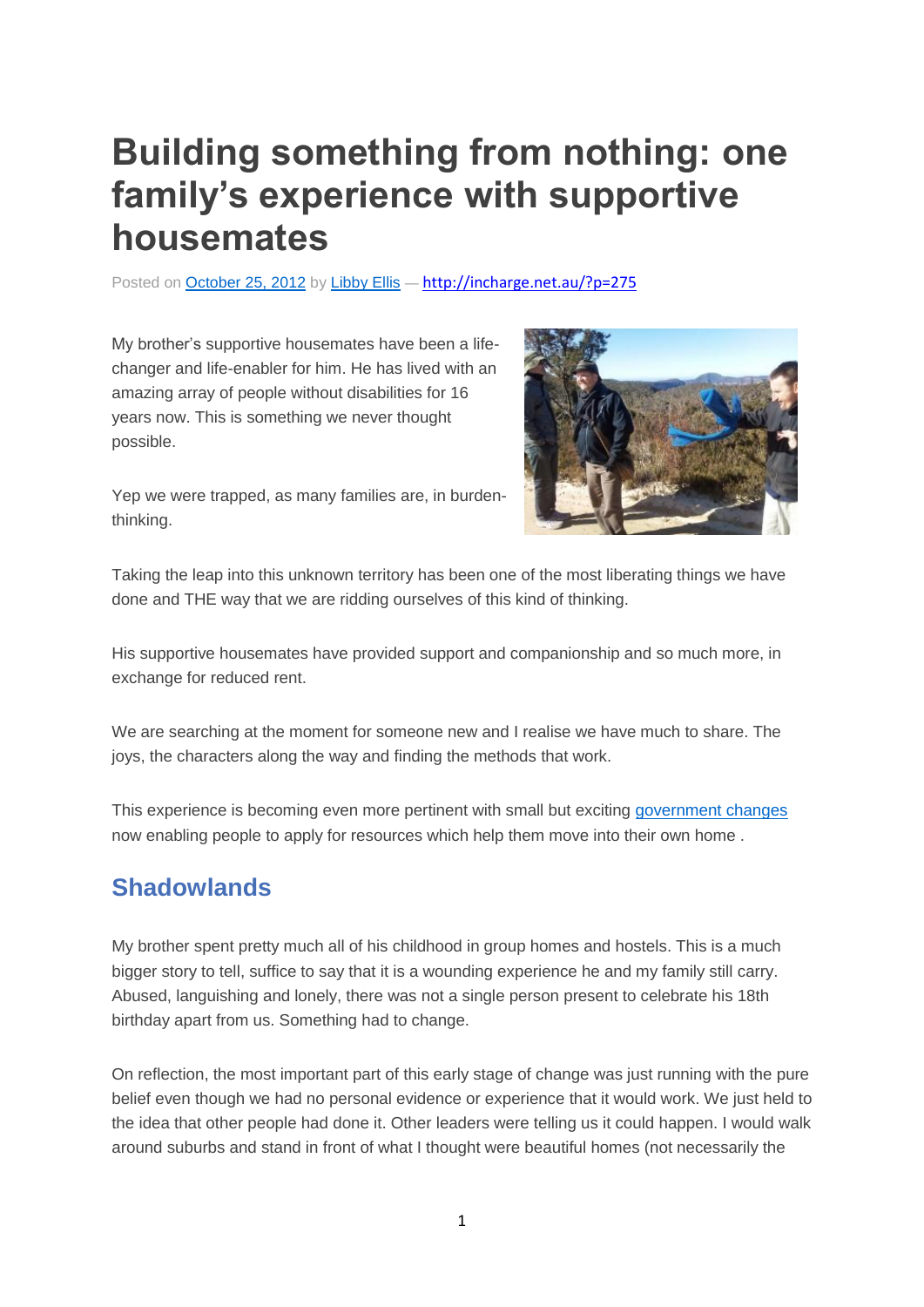# Building something from nothing: one family's experience with supportive housemates

Posted on [October 25, 2012](http://incharge.net.au/?p=275) by [Libby Ellis](http://incharge.net.au/?p=275) — http://incharge.net.au/?p=275

My brother's supportive housemates have been a life-changer and life-enabler for him. He has lived with an amazing array of people without disabilities for 16 years now. This is something we never thought possible.

Yep we were trapped, as many families are, in burden-thinking.

Taking the leap into this unknown territory has been one of the most liberating things we have done and THE way that we are ridding ourselves of this kind of thinking.

His supportive housemates have provided support and companionship and so much more, in exchange for reduced rent.

We are searching at the moment for someone new and I realise we have much to share. The joys, the characters along the way and finding the methods that work.

This experience is becoming even more pertinent with small but exciting government changes now enabling people to apply for resources which help them move into their own home .

## Shadowlands

My brother spent pretty much all of his childhood in group homes and hostels. This is a much bigger story to tell, suffice to say that it is a wounding experience he and my family still carry. Abused, languishing and lonely, there was not a single person present to celebrate his 18th birthday apart from us. Something had to change.

On reflection, the most important part of this early stage of change was just running with the pure belief even though we had no personal evidence or experience that it would work. We just held to the idea that other people had done it. Other leaders were telling us it could happen. I would walk around suburbs and stand in front of what I thought were beautiful homes (not necessarily the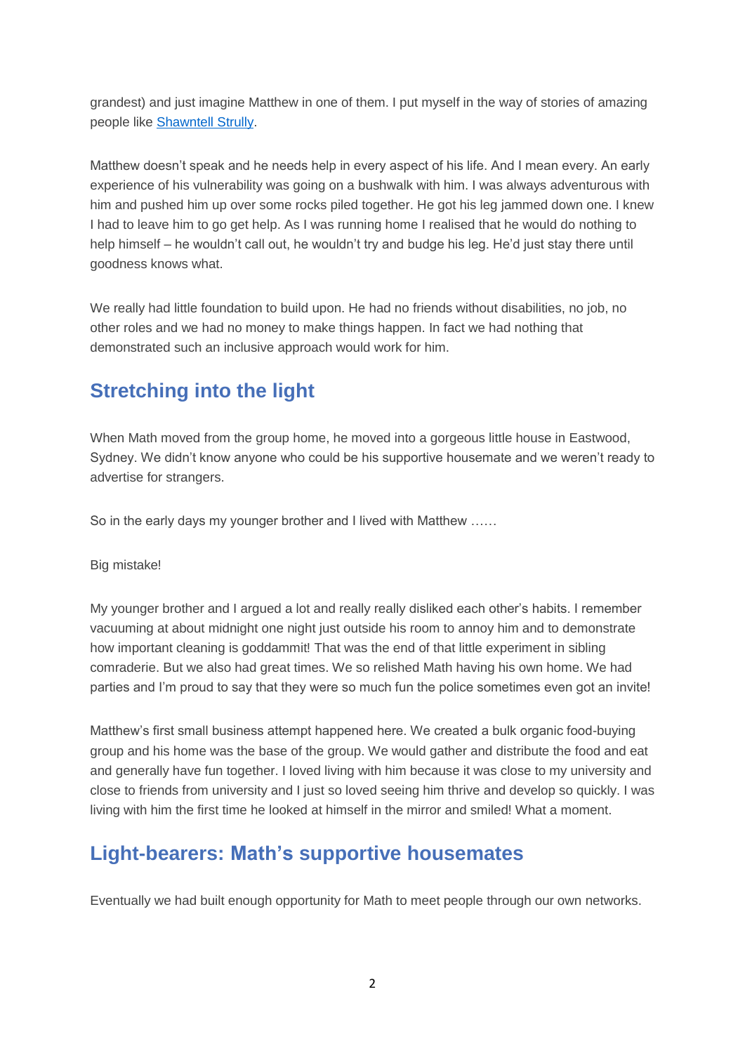grandest) and just imagine Matthew in one of them. I put myself in the way of stories of amazing people like [Shawntell Strully](#).

Matthew doesn't speak and he needs help in every aspect of his life. And I mean every. An early experience of his vulnerability was going on a bushwalk with him. I was always adventurous with him and pushed him up over some rocks piled together. He got his leg jammed down one. I knew I had to leave him to go get help. As I was running home I realised that he would do nothing to help himself – he wouldn't call out, he wouldn't try and budge his leg. He'd just stay there until goodness knows what.

We really had little foundation to build upon. He had no friends without disabilities, no job, no other roles and we had no money to make things happen. In fact we had nothing that demonstrated such an inclusive approach would work for him.

## Stretching into the light

When Math moved from the group home, he moved into a gorgeous little house in Eastwood, Sydney. We didn't know anyone who could be his supportive housemate and we weren't ready to advertise for strangers.

So in the early days my younger brother and I lived with Matthew ……

Big mistake!

My younger brother and I argued a lot and really really disliked each other's habits. I remember vacuuming at about midnight one night just outside his room to annoy him and to demonstrate how important cleaning is goddammit! That was the end of that little experiment in sibling comraderie. But we also had great times. We so relished Math having his own home. We had parties and I'm proud to say that they were so much fun the police sometimes even got an invite!

Matthew's first small business attempt happened here. We created a bulk organic food-buying group and his home was the base of the group. We would gather and distribute the food and eat and generally have fun together. I loved living with him because it was close to my university and close to friends from university and I just so loved seeing him thrive and develop so quickly. I was living with him the first time he looked at himself in the mirror and smiled! What a moment.

## Light-bearers: Math's supportive housemates

Eventually we had built enough opportunity for Math to meet people through our own networks.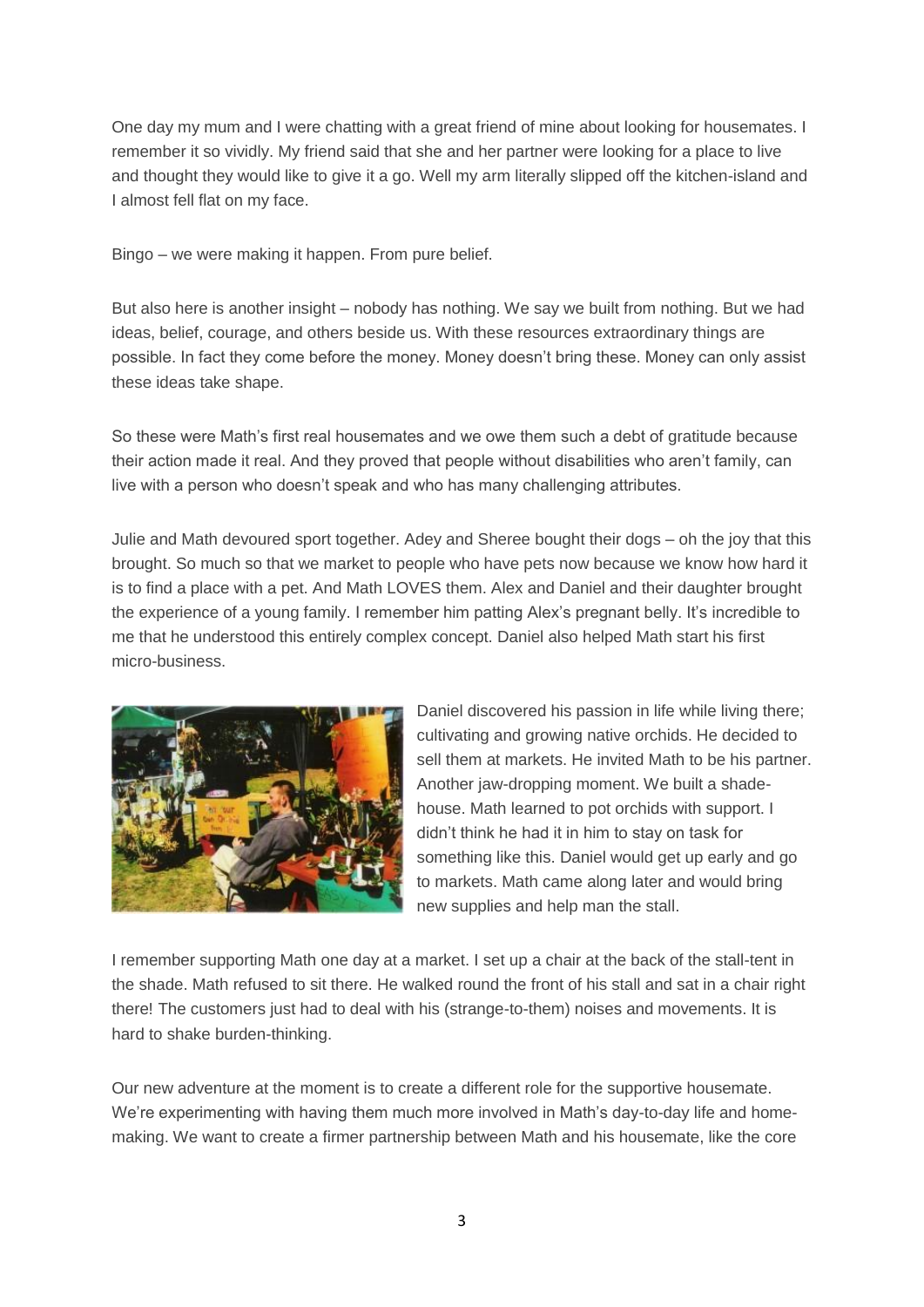One day my mum and I were chatting with a great friend of mine about looking for housemates. I remember it so vividly. My friend said that she and her partner were looking for a place to live and thought they would like to give it a go. Well my arm literally slipped off the kitchen-island and I almost fell flat on my face.

Bingo – we were making it happen. From pure belief.

But also here is another insight – nobody has nothing. We say we built from nothing. But we had ideas, belief, courage, and others beside us. With these resources extraordinary things are possible. In fact they come before the money. Money doesn't bring these. Money can only assist these ideas take shape.

So these were Math's first real housemates and we owe them such a debt of gratitude because their action made it real. And they proved that people without disabilities who aren't family, can live with a person who doesn't speak and who has many challenging attributes.

Julie and Math devoured sport together. Adey and Sheree bought their dogs – oh the joy that this brought. So much so that we market to people who have pets now because we know how hard it is to find a place with a pet. And Math LOVES them. Alex and Daniel and their daughter brought the experience of a young family. I remember him patting Alex's pregnant belly. It's incredible to me that he understood this entirely complex concept. Daniel also helped Math start his first micro-business.

Daniel discovered his passion in life while living there; cultivating and growing native orchids. He decided to sell them at markets. He invited Math to be his partner. Another jaw-dropping moment. We built a shade-house. Math learned to pot orchids with support. I didn't think he had it in him to stay on task for something like this. Daniel would get up early and go to markets. Math came along later and would bring new supplies and help man the stall.

I remember supporting Math one day at a market. I set up a chair at the back of the stall-tent in the shade. Math refused to sit there. He walked round the front of his stall and sat in a chair right there! The customers just had to deal with his (strange-to-them) noises and movements. It is hard to shake burden-thinking.

Our new adventure at the moment is to create a different role for the supportive housemate. We're experimenting with having them much more involved in Math's day-to-day life and home-making. We want to create a firmer partnership between Math and his housemate, like the core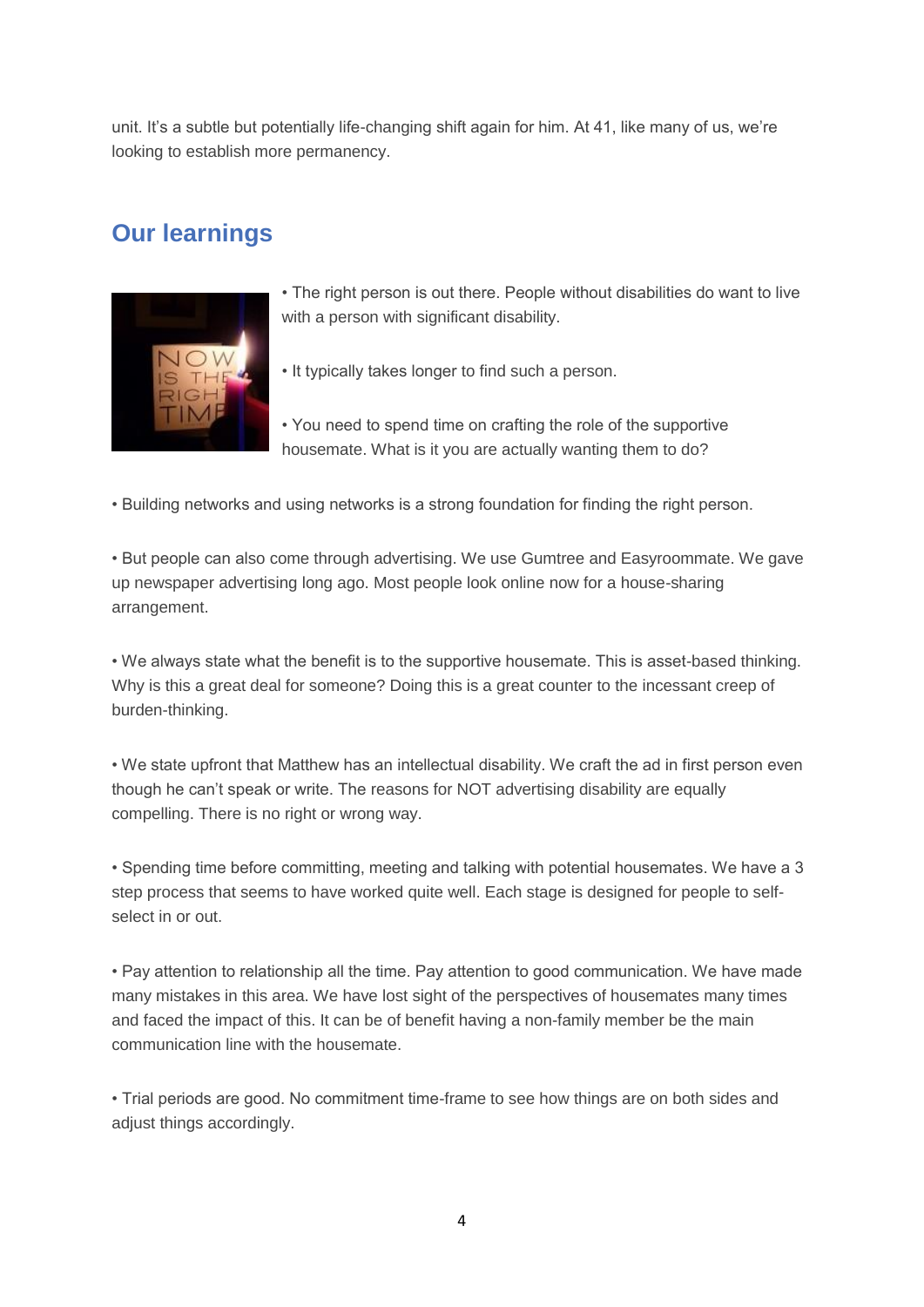unit. It's a subtle but potentially life-changing shift again for him. At 41, like many of us, we're looking to establish more permanency.

## Our learnings

• The right person is out there. People without disabilities do want to live with a person with significant disability.

• It typically takes longer to find such a person.

• You need to spend time on crafting the role of the supportive housemate. What is it you are actually wanting them to do?

• Building networks and using networks is a strong foundation for finding the right person.

• But people can also come through advertising. We use Gumtree and Easyroommate. We gave up newspaper advertising long ago. Most people look online now for a house-sharing arrangement.

• We always state what the benefit is to the supportive housemate. This is asset-based thinking. Why is this a great deal for someone? Doing this is a great counter to the incessant creep of burden-thinking.

• We state upfront that Matthew has an intellectual disability. We craft the ad in first person even though he can't speak or write. The reasons for NOT advertising disability are equally compelling. There is no right or wrong way.

• Spending time before committing, meeting and talking with potential housemates. We have a 3 step process that seems to have worked quite well. Each stage is designed for people to self-select in or out.

• Pay attention to relationship all the time. Pay attention to good communication. We have made many mistakes in this area. We have lost sight of the perspectives of housemates many times and faced the impact of this. It can be of benefit having a non-family member be the main communication line with the housemate.

• Trial periods are good. No commitment time-frame to see how things are on both sides and adjust things accordingly.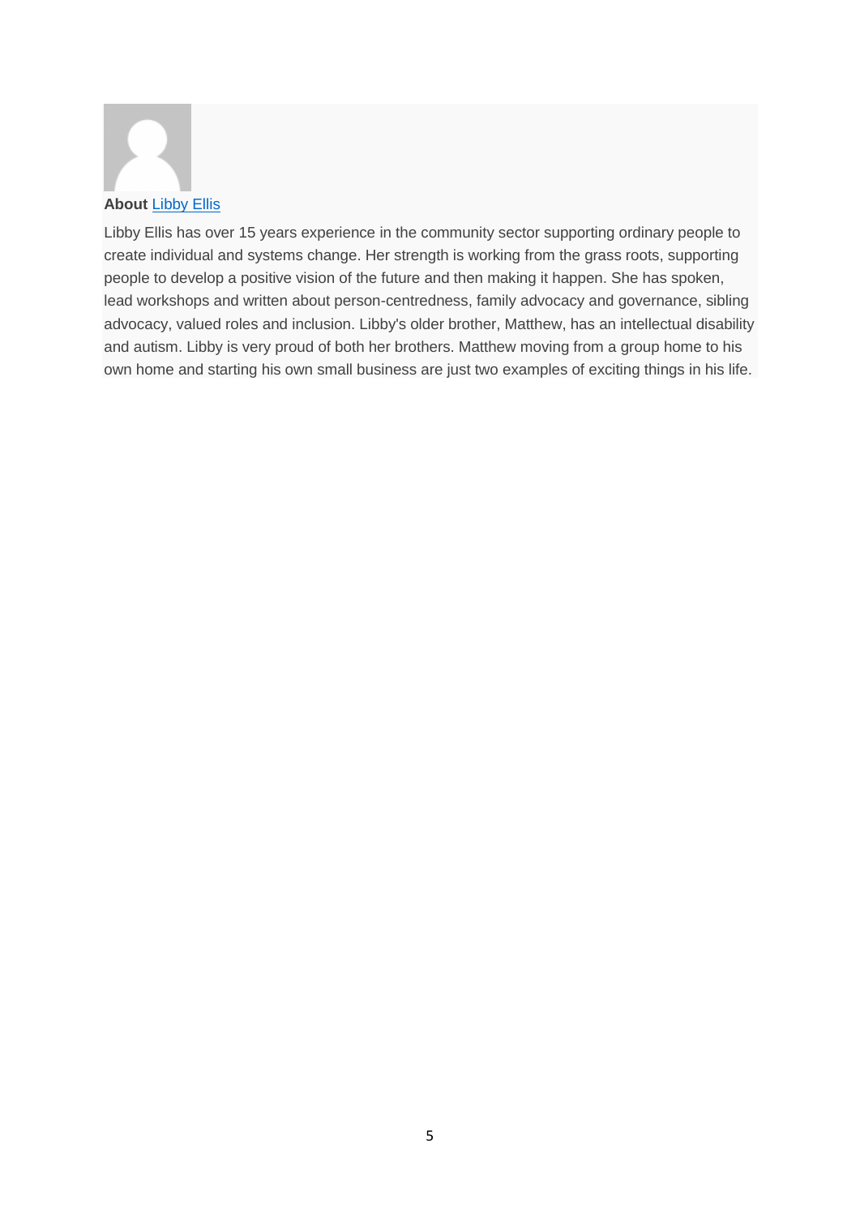**About** Libby Ellis

Libby Ellis has over 15 years experience in the community sector supporting ordinary people to create individual and systems change. Her strength is working from the grass roots, supporting people to develop a positive vision of the future and then making it happen. She has spoken, lead workshops and written about person-centredness, family advocacy and governance, sibling advocacy, valued roles and inclusion. Libby's older brother, Matthew, has an intellectual disability and autism. Libby is very proud of both her brothers. Matthew moving from a group home to his own home and starting his own small business are just two examples of exciting things in his life.